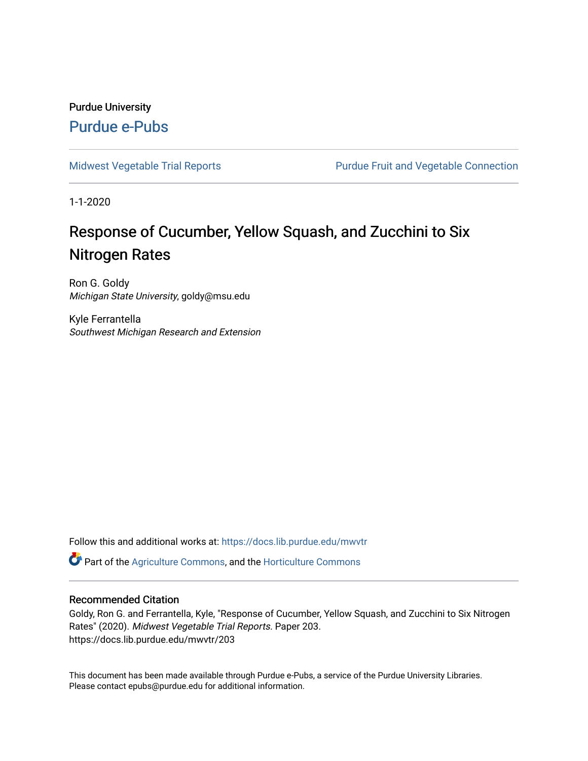Purdue University

# Purdue e-Pubs

Midwest Vegetable Trial Reports | Purdue Fruit and Vegetable Connection

1-1-2020

# Response of Cucumber, Yellow Squash, and Zucchini to Six Nitrogen Rates

Ron G. Goldy
*Michigan State University*, goldy@msu.edu

Kyle Ferrantella
*Southwest Michigan Research and Extension*

Follow this and additional works at: https://docs.lib.purdue.edu/mwvtr

Part of the Agriculture Commons, and the Horticulture Commons

## Recommended Citation

Goldy, Ron G. and Ferrantella, Kyle, "Response of Cucumber, Yellow Squash, and Zucchini to Six Nitrogen Rates" (2020). *Midwest Vegetable Trial Reports.* Paper 203.
https://docs.lib.purdue.edu/mwvtr/203

This document has been made available through Purdue e-Pubs, a service of the Purdue University Libraries. Please contact epubs@purdue.edu for additional information.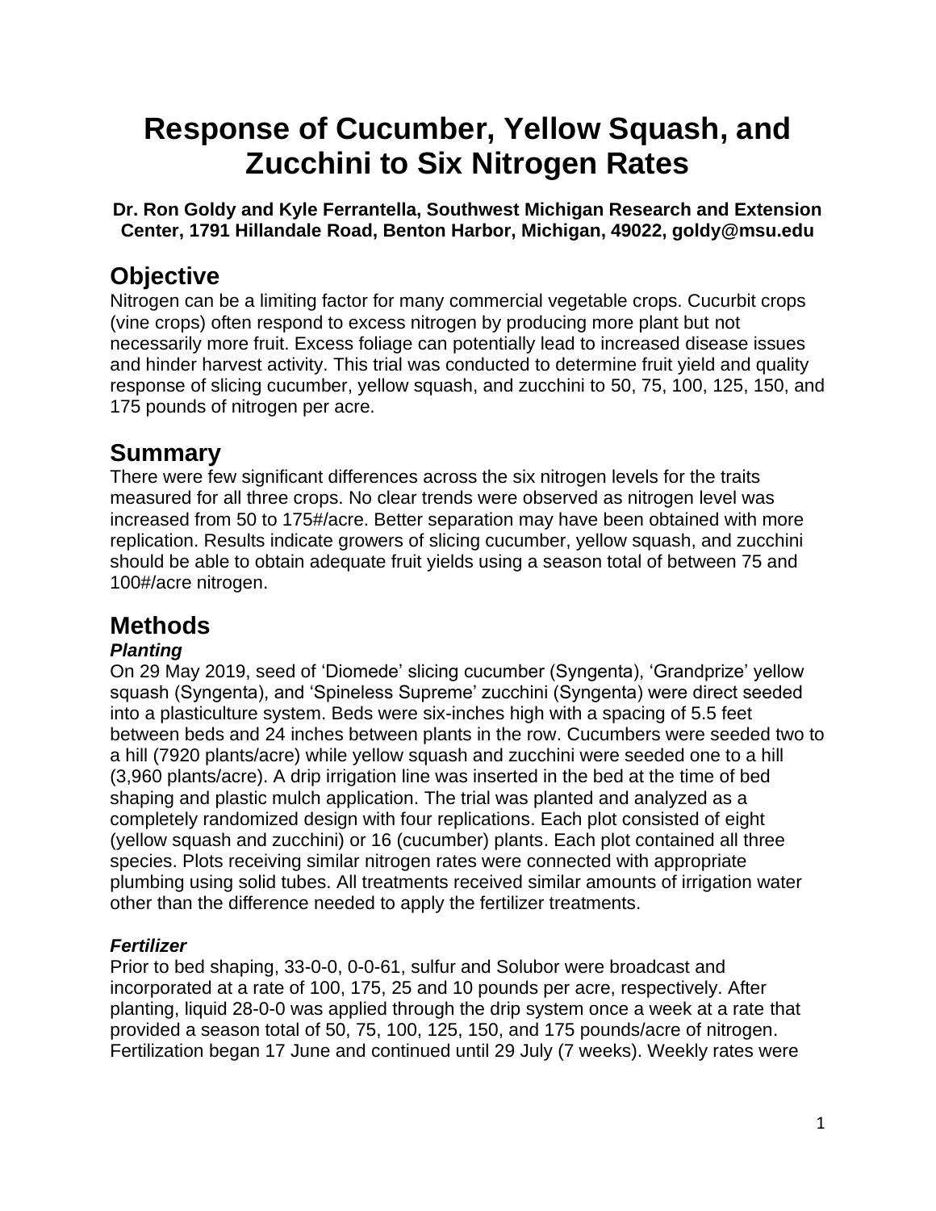# Response of Cucumber, Yellow Squash, and Zucchini to Six Nitrogen Rates

**Dr. Ron Goldy and Kyle Ferrantella, Southwest Michigan Research and Extension Center, 1791 Hillandale Road, Benton Harbor, Michigan, 49022, goldy@msu.edu**

## Objective

Nitrogen can be a limiting factor for many commercial vegetable crops. Cucurbit crops (vine crops) often respond to excess nitrogen by producing more plant but not necessarily more fruit. Excess foliage can potentially lead to increased disease issues and hinder harvest activity. This trial was conducted to determine fruit yield and quality response of slicing cucumber, yellow squash, and zucchini to 50, 75, 100, 125, 150, and 175 pounds of nitrogen per acre.

## Summary

There were few significant differences across the six nitrogen levels for the traits measured for all three crops. No clear trends were observed as nitrogen level was increased from 50 to 175#/acre. Better separation may have been obtained with more replication. Results indicate growers of slicing cucumber, yellow squash, and zucchini should be able to obtain adequate fruit yields using a season total of between 75 and 100#/acre nitrogen.

## Methods

### *Planting*

On 29 May 2019, seed of 'Diomede' slicing cucumber (Syngenta), 'Grandprize' yellow squash (Syngenta), and 'Spineless Supreme' zucchini (Syngenta) were direct seeded into a plasticulture system. Beds were six-inches high with a spacing of 5.5 feet between beds and 24 inches between plants in the row. Cucumbers were seeded two to a hill (7920 plants/acre) while yellow squash and zucchini were seeded one to a hill (3,960 plants/acre). A drip irrigation line was inserted in the bed at the time of bed shaping and plastic mulch application. The trial was planted and analyzed as a completely randomized design with four replications. Each plot consisted of eight (yellow squash and zucchini) or 16 (cucumber) plants. Each plot contained all three species. Plots receiving similar nitrogen rates were connected with appropriate plumbing using solid tubes. All treatments received similar amounts of irrigation water other than the difference needed to apply the fertilizer treatments.

### *Fertilizer*

Prior to bed shaping, 33-0-0, 0-0-61, sulfur and Solubor were broadcast and incorporated at a rate of 100, 175, 25 and 10 pounds per acre, respectively. After planting, liquid 28-0-0 was applied through the drip system once a week at a rate that provided a season total of 50, 75, 100, 125, 150, and 175 pounds/acre of nitrogen. Fertilization began 17 June and continued until 29 July (7 weeks). Weekly rates were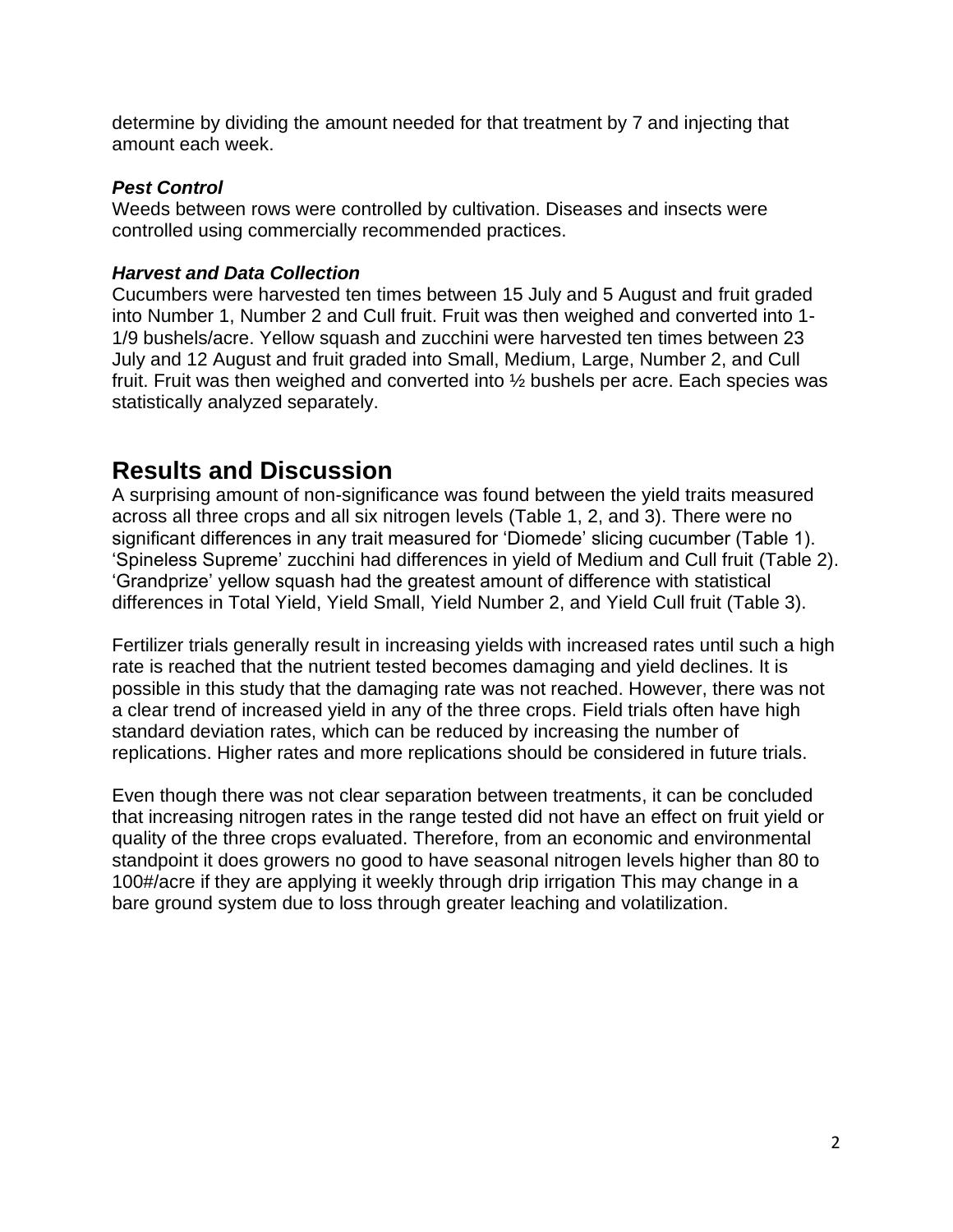determine by dividing the amount needed for that treatment by 7 and injecting that amount each week.

### *Pest Control*

Weeds between rows were controlled by cultivation. Diseases and insects were controlled using commercially recommended practices.

### *Harvest and Data Collection*

Cucumbers were harvested ten times between 15 July and 5 August and fruit graded into Number 1, Number 2 and Cull fruit. Fruit was then weighed and converted into 1-1/9 bushels/acre. Yellow squash and zucchini were harvested ten times between 23 July and 12 August and fruit graded into Small, Medium, Large, Number 2, and Cull fruit. Fruit was then weighed and converted into ½ bushels per acre. Each species was statistically analyzed separately.

## Results and Discussion

A surprising amount of non-significance was found between the yield traits measured across all three crops and all six nitrogen levels (Table 1, 2, and 3). There were no significant differences in any trait measured for 'Diomede' slicing cucumber (Table 1). 'Spineless Supreme' zucchini had differences in yield of Medium and Cull fruit (Table 2). 'Grandprize' yellow squash had the greatest amount of difference with statistical differences in Total Yield, Yield Small, Yield Number 2, and Yield Cull fruit (Table 3).

Fertilizer trials generally result in increasing yields with increased rates until such a high rate is reached that the nutrient tested becomes damaging and yield declines. It is possible in this study that the damaging rate was not reached. However, there was not a clear trend of increased yield in any of the three crops. Field trials often have high standard deviation rates, which can be reduced by increasing the number of replications. Higher rates and more replications should be considered in future trials.

Even though there was not clear separation between treatments, it can be concluded that increasing nitrogen rates in the range tested did not have an effect on fruit yield or quality of the three crops evaluated. Therefore, from an economic and environmental standpoint it does growers no good to have seasonal nitrogen levels higher than 80 to 100#/acre if they are applying it weekly through drip irrigation This may change in a bare ground system due to loss through greater leaching and volatilization.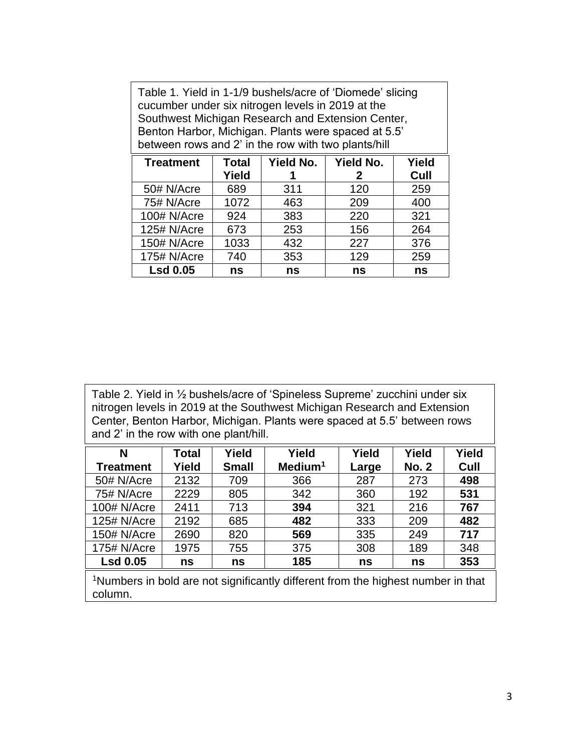Table 1. Yield in 1-1/9 bushels/acre of 'Diomede' slicing cucumber under six nitrogen levels in 2019 at the Southwest Michigan Research and Extension Center, Benton Harbor, Michigan. Plants were spaced at 5.5' between rows and 2' in the row with two plants/hill

| Treatment | Total Yield | Yield No. 1 | Yield No. 2 | Yield Cull |
|---|---|---|---|---|
| 50# N/Acre | 689 | 311 | 120 | 259 |
| 75# N/Acre | 1072 | 463 | 209 | 400 |
| 100# N/Acre | 924 | 383 | 220 | 321 |
| 125# N/Acre | 673 | 253 | 156 | 264 |
| 150# N/Acre | 1033 | 432 | 227 | 376 |
| 175# N/Acre | 740 | 353 | 129 | 259 |
| **Lsd 0.05** | **ns** | **ns** | **ns** | **ns** |

Table 2. Yield in ½ bushels/acre of 'Spineless Supreme' zucchini under six nitrogen levels in 2019 at the Southwest Michigan Research and Extension Center, Benton Harbor, Michigan. Plants were spaced at 5.5' between rows and 2' in the row with one plant/hill.

| N Treatment | Total Yield | Yield Small | Yield Medium[1] | Yield Large | Yield No. 2 | Yield Cull |
|---|---|---|---|---|---|---|
| 50# N/Acre | 2132 | 709 | 366 | 287 | 273 | **498** |
| 75# N/Acre | 2229 | 805 | 342 | 360 | 192 | **531** |
| 100# N/Acre | 2411 | 713 | **394** | 321 | 216 | **767** |
| 125# N/Acre | 2192 | 685 | **482** | 333 | 209 | **482** |
| 150# N/Acre | 2690 | 820 | **569** | 335 | 249 | **717** |
| 175# N/Acre | 1975 | 755 | 375 | 308 | 189 | 348 |
| **Lsd 0.05** | **ns** | **ns** | **185** | **ns** | **ns** | **353** |

[1]Numbers in bold are not significantly different from the highest number in that column.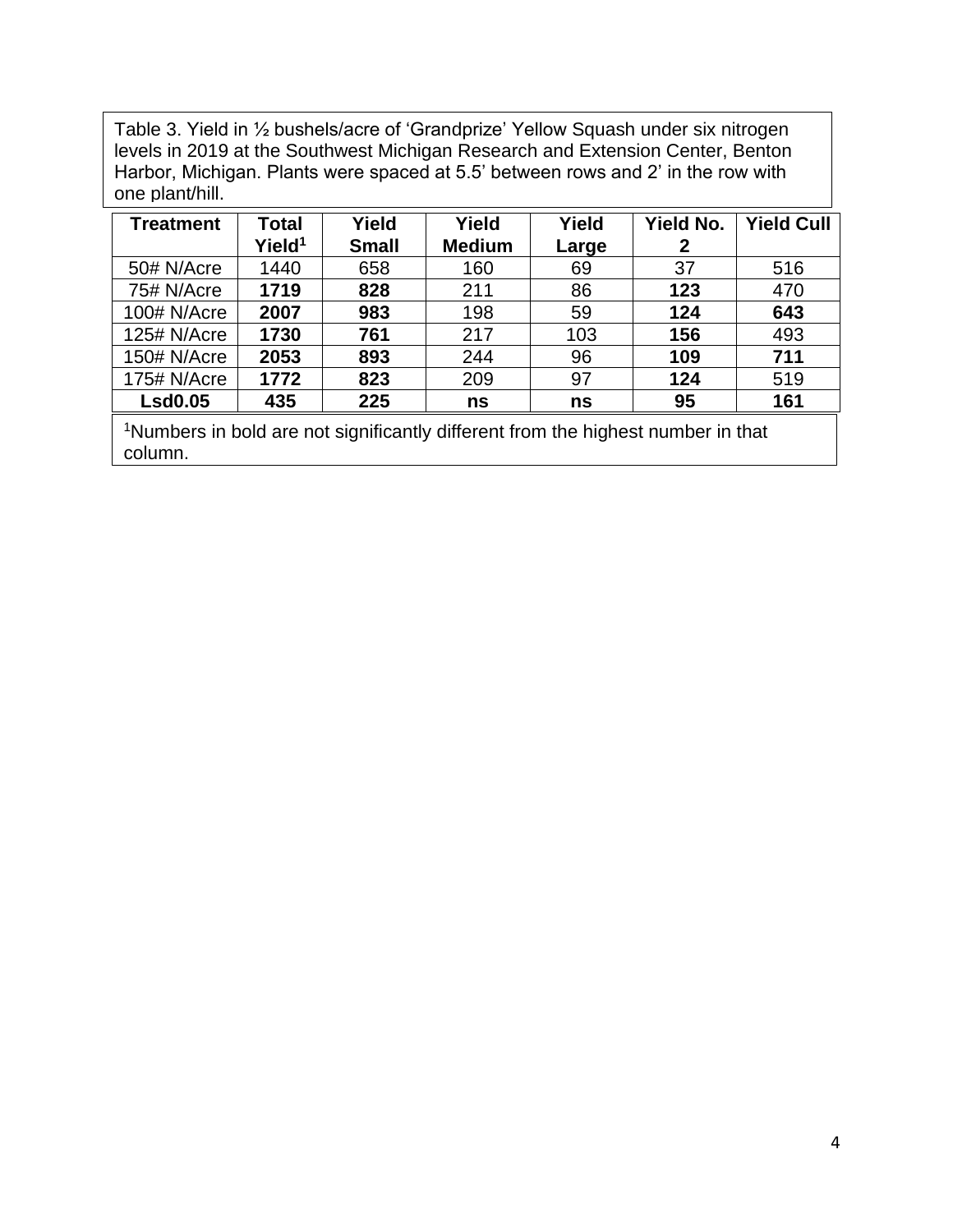Table 3. Yield in ½ bushels/acre of 'Grandprize' Yellow Squash under six nitrogen levels in 2019 at the Southwest Michigan Research and Extension Center, Benton Harbor, Michigan. Plants were spaced at 5.5' between rows and 2' in the row with one plant/hill.

| Treatment | Total Yield[1] | Yield Small | Yield Medium | Yield Large | Yield No. 2 | Yield Cull |
|---|---|---|---|---|---|---|
| 50# N/Acre | 1440 | 658 | 160 | 69 | 37 | 516 |
| 75# N/Acre | **1719** | **828** | 211 | 86 | **123** | 470 |
| 100# N/Acre | **2007** | **983** | 198 | 59 | **124** | **643** |
| 125# N/Acre | **1730** | **761** | 217 | 103 | **156** | 493 |
| 150# N/Acre | **2053** | **893** | 244 | 96 | **109** | **711** |
| 175# N/Acre | **1772** | **823** | 209 | 97 | **124** | 519 |
| **Lsd0.05** | **435** | **225** | **ns** | **ns** | **95** | **161** |

[1]Numbers in bold are not significantly different from the highest number in that column.